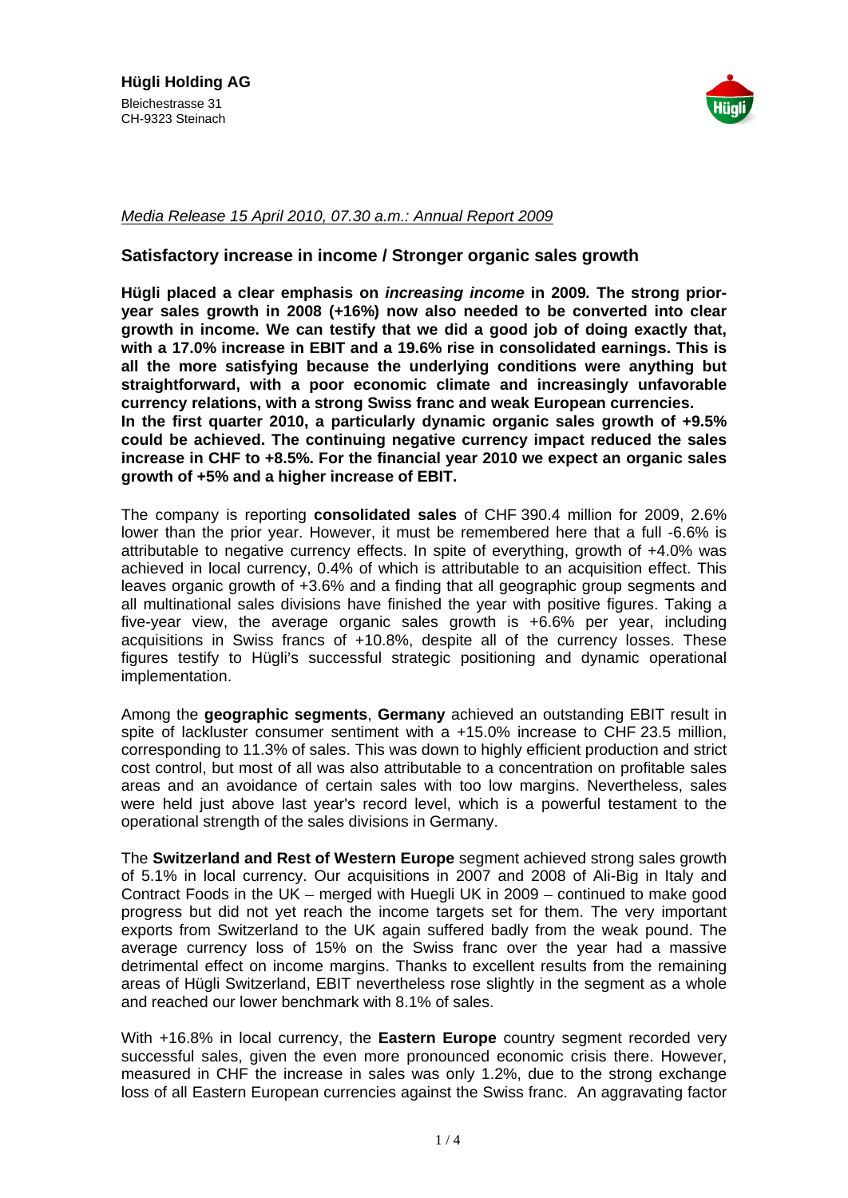**Hügli Holding AG**
Bleichestrasse 31
CH-9323 Steinach

*Media Release 15 April 2010, 07.30 a.m.: Annual Report 2009*

## Satisfactory increase in income / Stronger organic sales growth

**Hügli placed a clear emphasis on *increasing income* in 2009. The strong prior-year sales growth in 2008 (+16%) now also needed to be converted into clear growth in income. We can testify that we did a good job of doing exactly that, with a 17.0% increase in EBIT and a 19.6% rise in consolidated earnings. This is all the more satisfying because the underlying conditions were anything but straightforward, with a poor economic climate and increasingly unfavorable currency relations, with a strong Swiss franc and weak European currencies.**
**In the first quarter 2010, a particularly dynamic organic sales growth of +9.5% could be achieved. The continuing negative currency impact reduced the sales increase in CHF to +8.5%. For the financial year 2010 we expect an organic sales growth of +5% and a higher increase of EBIT.**

The company is reporting **consolidated sales** of CHF 390.4 million for 2009, 2.6% lower than the prior year. However, it must be remembered here that a full -6.6% is attributable to negative currency effects. In spite of everything, growth of +4.0% was achieved in local currency, 0.4% of which is attributable to an acquisition effect. This leaves organic growth of +3.6% and a finding that all geographic group segments and all multinational sales divisions have finished the year with positive figures. Taking a five-year view, the average organic sales growth is +6.6% per year, including acquisitions in Swiss francs of +10.8%, despite all of the currency losses. These figures testify to Hügli's successful strategic positioning and dynamic operational implementation.

Among the **geographic segments**, **Germany** achieved an outstanding EBIT result in spite of lackluster consumer sentiment with a +15.0% increase to CHF 23.5 million, corresponding to 11.3% of sales. This was down to highly efficient production and strict cost control, but most of all was also attributable to a concentration on profitable sales areas and an avoidance of certain sales with too low margins. Nevertheless, sales were held just above last year's record level, which is a powerful testament to the operational strength of the sales divisions in Germany.

The **Switzerland and Rest of Western Europe** segment achieved strong sales growth of 5.1% in local currency. Our acquisitions in 2007 and 2008 of Ali-Big in Italy and Contract Foods in the UK – merged with Huegli UK in 2009 – continued to make good progress but did not yet reach the income targets set for them. The very important exports from Switzerland to the UK again suffered badly from the weak pound. The average currency loss of 15% on the Swiss franc over the year had a massive detrimental effect on income margins. Thanks to excellent results from the remaining areas of Hügli Switzerland, EBIT nevertheless rose slightly in the segment as a whole and reached our lower benchmark with 8.1% of sales.

With +16.8% in local currency, the **Eastern Europe** country segment recorded very successful sales, given the even more pronounced economic crisis there. However, measured in CHF the increase in sales was only 1.2%, due to the strong exchange loss of all Eastern European currencies against the Swiss franc. An aggravating factor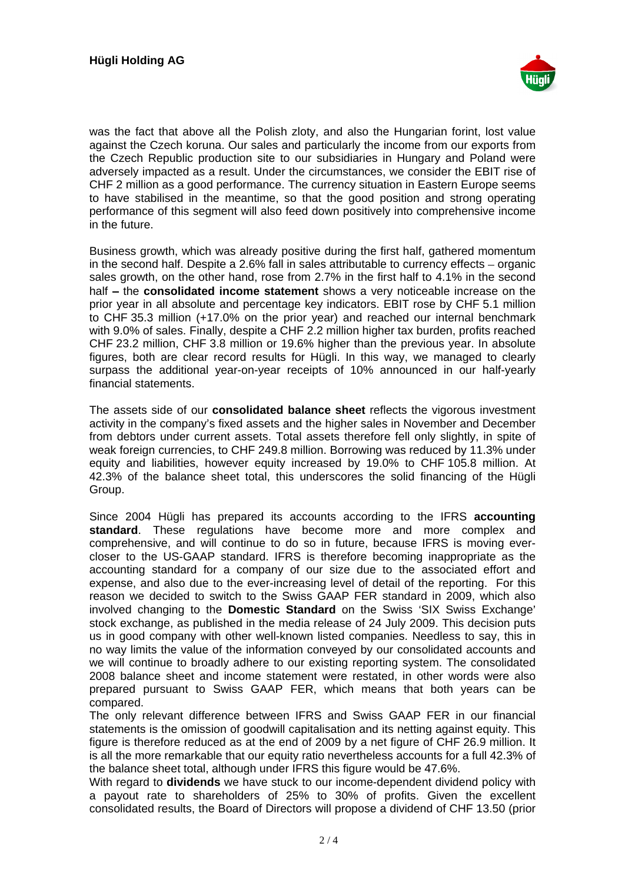was the fact that above all the Polish zloty, and also the Hungarian forint, lost value against the Czech koruna. Our sales and particularly the income from our exports from the Czech Republic production site to our subsidiaries in Hungary and Poland were adversely impacted as a result. Under the circumstances, we consider the EBIT rise of CHF 2 million as a good performance. The currency situation in Eastern Europe seems to have stabilised in the meantime, so that the good position and strong operating performance of this segment will also feed down positively into comprehensive income in the future.

Business growth, which was already positive during the first half, gathered momentum in the second half. Despite a 2.6% fall in sales attributable to currency effects – organic sales growth, on the other hand, rose from 2.7% in the first half to 4.1% in the second half – the **consolidated income statement** shows a very noticeable increase on the prior year in all absolute and percentage key indicators. EBIT rose by CHF 5.1 million to CHF 35.3 million (+17.0% on the prior year) and reached our internal benchmark with 9.0% of sales. Finally, despite a CHF 2.2 million higher tax burden, profits reached CHF 23.2 million, CHF 3.8 million or 19.6% higher than the previous year. In absolute figures, both are clear record results for Hügli. In this way, we managed to clearly surpass the additional year-on-year receipts of 10% announced in our half-yearly financial statements.

The assets side of our **consolidated balance sheet** reflects the vigorous investment activity in the company's fixed assets and the higher sales in November and December from debtors under current assets. Total assets therefore fell only slightly, in spite of weak foreign currencies, to CHF 249.8 million. Borrowing was reduced by 11.3% under equity and liabilities, however equity increased by 19.0% to CHF 105.8 million. At 42.3% of the balance sheet total, this underscores the solid financing of the Hügli Group.

Since 2004 Hügli has prepared its accounts according to the IFRS **accounting standard**. These regulations have become more and more complex and comprehensive, and will continue to do so in future, because IFRS is moving ever-closer to the US-GAAP standard. IFRS is therefore becoming inappropriate as the accounting standard for a company of our size due to the associated effort and expense, and also due to the ever-increasing level of detail of the reporting. For this reason we decided to switch to the Swiss GAAP FER standard in 2009, which also involved changing to the **Domestic Standard** on the Swiss 'SIX Swiss Exchange' stock exchange, as published in the media release of 24 July 2009. This decision puts us in good company with other well-known listed companies. Needless to say, this in no way limits the value of the information conveyed by our consolidated accounts and we will continue to broadly adhere to our existing reporting system. The consolidated 2008 balance sheet and income statement were restated, in other words were also prepared pursuant to Swiss GAAP FER, which means that both years can be compared.

The only relevant difference between IFRS and Swiss GAAP FER in our financial statements is the omission of goodwill capitalisation and its netting against equity. This figure is therefore reduced as at the end of 2009 by a net figure of CHF 26.9 million. It is all the more remarkable that our equity ratio nevertheless accounts for a full 42.3% of the balance sheet total, although under IFRS this figure would be 47.6%.

With regard to **dividends** we have stuck to our income-dependent dividend policy with a payout rate to shareholders of 25% to 30% of profits. Given the excellent consolidated results, the Board of Directors will propose a dividend of CHF 13.50 (prior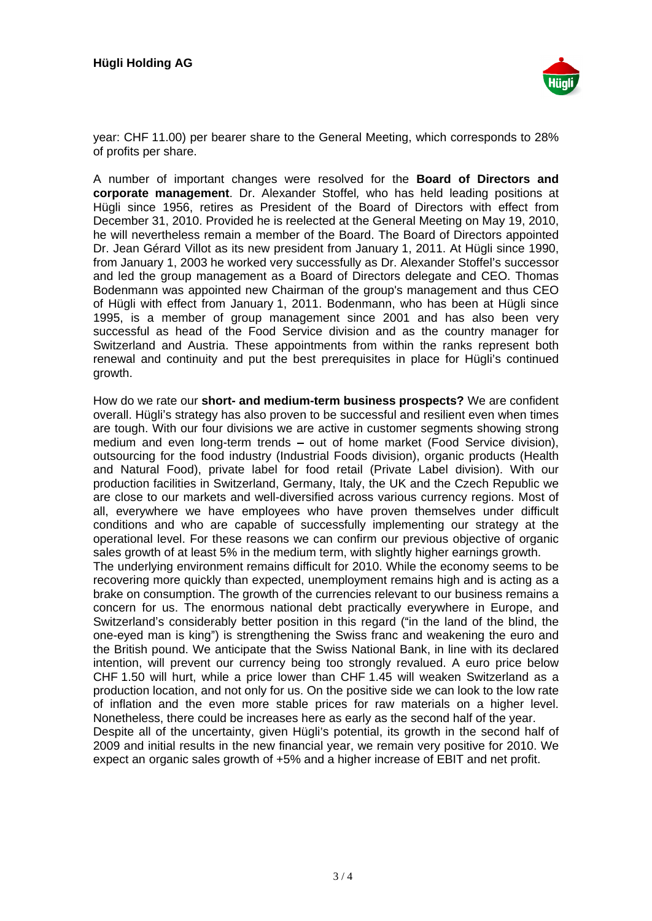year: CHF 11.00) per bearer share to the General Meeting, which corresponds to 28% of profits per share.

A number of important changes were resolved for the **Board of Directors and corporate management**. Dr. Alexander Stoffel, who has held leading positions at Hügli since 1956, retires as President of the Board of Directors with effect from December 31, 2010. Provided he is reelected at the General Meeting on May 19, 2010, he will nevertheless remain a member of the Board. The Board of Directors appointed Dr. Jean Gérard Villot as its new president from January 1, 2011. At Hügli since 1990, from January 1, 2003 he worked very successfully as Dr. Alexander Stoffel's successor and led the group management as a Board of Directors delegate and CEO. Thomas Bodenmann was appointed new Chairman of the group's management and thus CEO of Hügli with effect from January 1, 2011. Bodenmann, who has been at Hügli since 1995, is a member of group management since 2001 and has also been very successful as head of the Food Service division and as the country manager for Switzerland and Austria. These appointments from within the ranks represent both renewal and continuity and put the best prerequisites in place for Hügli's continued growth.

How do we rate our **short- and medium-term business prospects?** We are confident overall. Hügli's strategy has also proven to be successful and resilient even when times are tough. With our four divisions we are active in customer segments showing strong medium and even long-term trends – out of home market (Food Service division), outsourcing for the food industry (Industrial Foods division), organic products (Health and Natural Food), private label for food retail (Private Label division). With our production facilities in Switzerland, Germany, Italy, the UK and the Czech Republic we are close to our markets and well-diversified across various currency regions. Most of all, everywhere we have employees who have proven themselves under difficult conditions and who are capable of successfully implementing our strategy at the operational level. For these reasons we can confirm our previous objective of organic sales growth of at least 5% in the medium term, with slightly higher earnings growth.

The underlying environment remains difficult for 2010. While the economy seems to be recovering more quickly than expected, unemployment remains high and is acting as a brake on consumption. The growth of the currencies relevant to our business remains a concern for us. The enormous national debt practically everywhere in Europe, and Switzerland's considerably better position in this regard ("in the land of the blind, the one-eyed man is king") is strengthening the Swiss franc and weakening the euro and the British pound. We anticipate that the Swiss National Bank, in line with its declared intention, will prevent our currency being too strongly revalued. A euro price below CHF 1.50 will hurt, while a price lower than CHF 1.45 will weaken Switzerland as a production location, and not only for us. On the positive side we can look to the low rate of inflation and the even more stable prices for raw materials on a higher level. Nonetheless, there could be increases here as early as the second half of the year.

Despite all of the uncertainty, given Hügli's potential, its growth in the second half of 2009 and initial results in the new financial year, we remain very positive for 2010. We expect an organic sales growth of +5% and a higher increase of EBIT and net profit.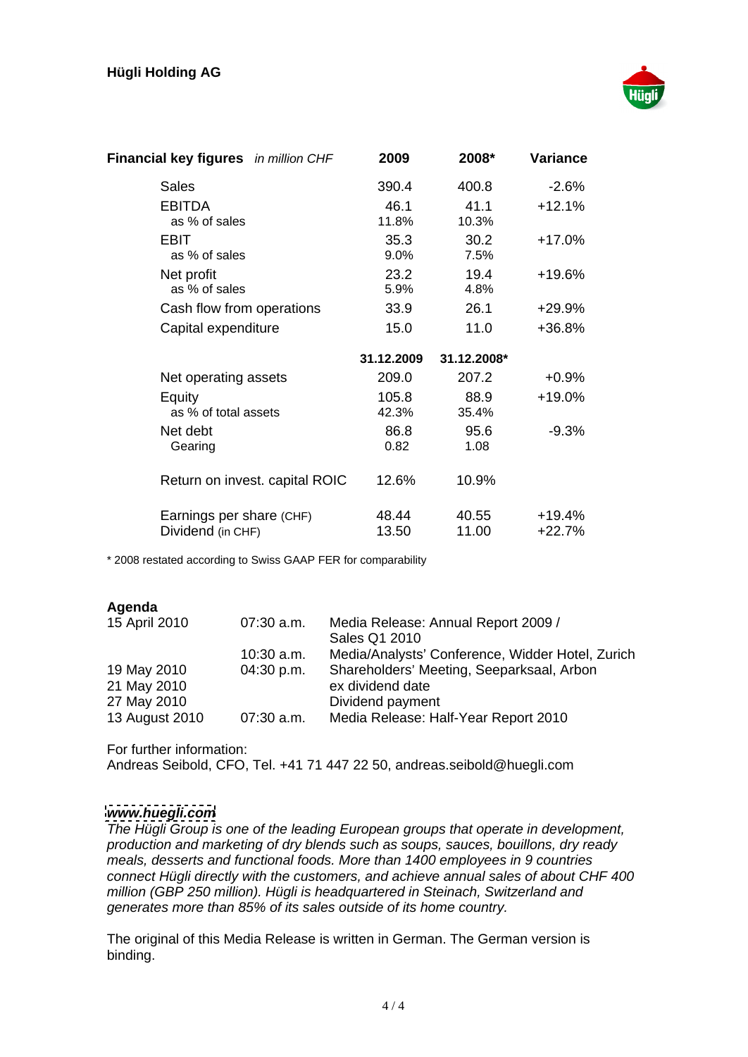**Hügli Holding AG**

| **Financial key figures** *in million CHF* | **2009** | **2008*** | **Variance** |
|---|---|---|---|
| Sales | 390.4 | 400.8 | -2.6% |
| EBITDA | 46.1 | 41.1 | +12.1% |
| as % of sales | 11.8% | 10.3% | |
| EBIT | 35.3 | 30.2 | +17.0% |
| as % of sales | 9.0% | 7.5% | |
| Net profit | 23.2 | 19.4 | +19.6% |
| as % of sales | 5.9% | 4.8% | |
| Cash flow from operations | 33.9 | 26.1 | +29.9% |
| Capital expenditure | 15.0 | 11.0 | +36.8% |
| | **31.12.2009** | **31.12.2008*** | |
| Net operating assets | 209.0 | 207.2 | +0.9% |
| Equity | 105.8 | 88.9 | +19.0% |
| as % of total assets | 42.3% | 35.4% | |
| Net debt | 86.8 | 95.6 | -9.3% |
| Gearing | 0.82 | 1.08 | |
| Return on invest. capital ROIC | 12.6% | 10.9% | |
| Earnings per share (CHF) | 48.44 | 40.55 | +19.4% |
| Dividend (in CHF) | 13.50 | 11.00 | +22.7% |

\* 2008 restated according to Swiss GAAP FER for comparability

**Agenda**

| | | |
|---|---|---|
| 15 April 2010 | 07:30 a.m. | Media Release: Annual Report 2009 / Sales Q1 2010 |
| | 10:30 a.m. | Media/Analysts' Conference, Widder Hotel, Zurich |
| 19 May 2010 | 04:30 p.m. | Shareholders' Meeting, Seeparksaal, Arbon |
| 21 May 2010 | | ex dividend date |
| 27 May 2010 | | Dividend payment |
| 13 August 2010 | 07:30 a.m. | Media Release: Half-Year Report 2010 |

For further information:
Andreas Seibold, CFO, Tel. +41 71 447 22 50, andreas.seibold@huegli.com

***www.huegli.com***
*The Hügli Group is one of the leading European groups that operate in development, production and marketing of dry blends such as soups, sauces, bouillons, dry ready meals, desserts and functional foods. More than 1400 employees in 9 countries connect Hügli directly with the customers, and achieve annual sales of about CHF 400 million (GBP 250 million). Hügli is headquartered in Steinach, Switzerland and generates more than 85% of its sales outside of its home country.*

The original of this Media Release is written in German. The German version is binding.